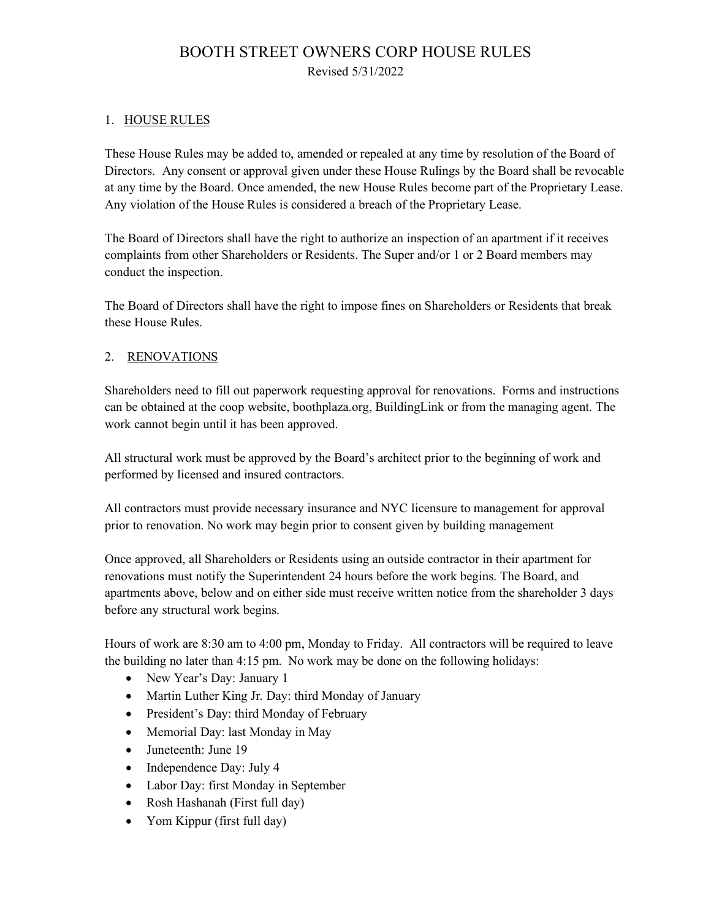# BOOTH STREET OWNERS CORP HOUSE RULES

Revised 5/31/2022

## 1. HOUSE RULES

These House Rules may be added to, amended or repealed at any time by resolution of the Board of Directors. Any consent or approval given under these House Rulings by the Board shall be revocable at any time by the Board. Once amended, the new House Rules become part of the Proprietary Lease. Any violation of the House Rules is considered a breach of the Proprietary Lease.

The Board of Directors shall have the right to authorize an inspection of an apartment if it receives complaints from other Shareholders or Residents. The Super and/or 1 or 2 Board members may conduct the inspection.

The Board of Directors shall have the right to impose fines on Shareholders or Residents that break these House Rules.

## 2. RENOVATIONS

Shareholders need to fill out paperwork requesting approval for renovations. Forms and instructions can be obtained at the coop website, boothplaza.org, BuildingLink or from the managing agent. The work cannot begin until it has been approved.

All structural work must be approved by the Board's architect prior to the beginning of work and performed by licensed and insured contractors.

All contractors must provide necessary insurance and NYC licensure to management for approval prior to renovation. No work may begin prior to consent given by building management

Once approved, all Shareholders or Residents using an outside contractor in their apartment for renovations must notify the Superintendent 24 hours before the work begins. The Board, and apartments above, below and on either side must receive written notice from the shareholder 3 days before any structural work begins.

Hours of work are 8:30 am to 4:00 pm, Monday to Friday. All contractors will be required to leave the building no later than 4:15 pm. No work may be done on the following holidays:

- New Year's Day: January 1
- Martin Luther King Jr. Day: third Monday of January
- President's Day: third Monday of February
- Memorial Day: last Monday in May
- Juneteenth: June 19
- Independence Day: July 4
- Labor Day: first Monday in September
- Rosh Hashanah (First full day)
- Yom Kippur (first full day)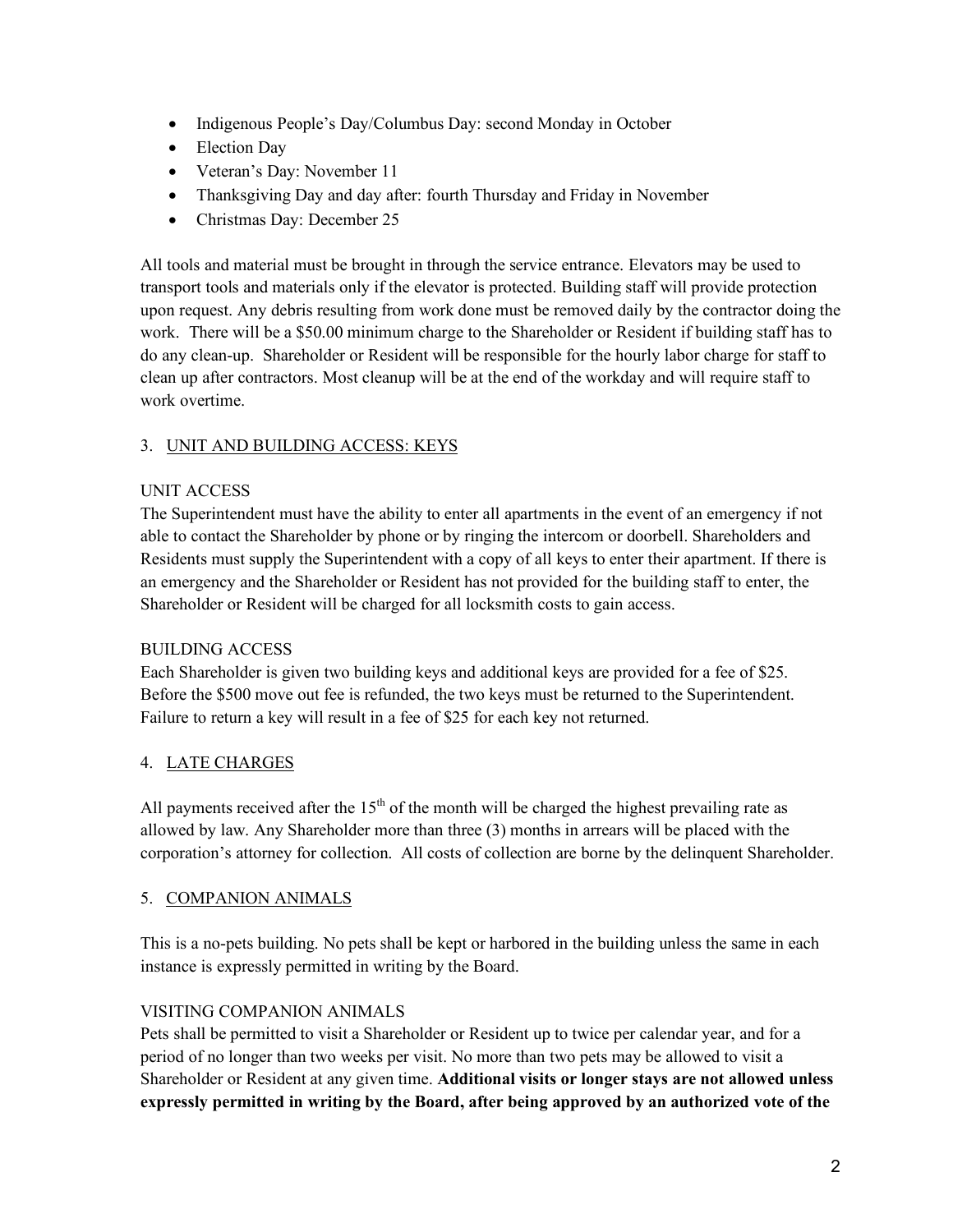- Indigenous People's Day/Columbus Day: second Monday in October
- Election Day
- Veteran's Day: November 11
- Thanksgiving Day and day after: fourth Thursday and Friday in November
- Christmas Day: December 25

All tools and material must be brought in through the service entrance. Elevators may be used to transport tools and materials only if the elevator is protected. Building staff will provide protection upon request. Any debris resulting from work done must be removed daily by the contractor doing the work. There will be a $50.00 minimum charge to the Shareholder or Resident if building staff has to do any clean-up. Shareholder or Resident will be responsible for the hourly labor charge for staff to clean up after contractors. Most cleanup will be at the end of the workday and will require staff to work overtime.

## 3. UNIT AND BUILDING ACCESS: KEYS

### UNIT ACCESS

The Superintendent must have the ability to enter all apartments in the event of an emergency if not able to contact the Shareholder by phone or by ringing the intercom or doorbell. Shareholders and Residents must supply the Superintendent with a copy of all keys to enter their apartment. If there is an emergency and the Shareholder or Resident has not provided for the building staff to enter, the Shareholder or Resident will be charged for all locksmith costs to gain access.

### BUILDING ACCESS

Each Shareholder is given two building keys and additional keys are provided for a fee of $25. Before the $500 move out fee is refunded, the two keys must be returned to the Superintendent. Failure to return a key will result in a fee of $25 for each key not returned.

## 4. LATE CHARGES

All payments received after the 15th of the month will be charged the highest prevailing rate as allowed by law. Any Shareholder more than three (3) months in arrears will be placed with the corporation's attorney for collection. All costs of collection are borne by the delinquent Shareholder.

## 5. COMPANION ANIMALS

This is a no-pets building. No pets shall be kept or harbored in the building unless the same in each instance is expressly permitted in writing by the Board.

### VISITING COMPANION ANIMALS

Pets shall be permitted to visit a Shareholder or Resident up to twice per calendar year, and for a period of no longer than two weeks per visit. No more than two pets may be allowed to visit a Shareholder or Resident at any given time. **Additional visits or longer stays are not allowed unless expressly permitted in writing by the Board, after being approved by an authorized vote of the**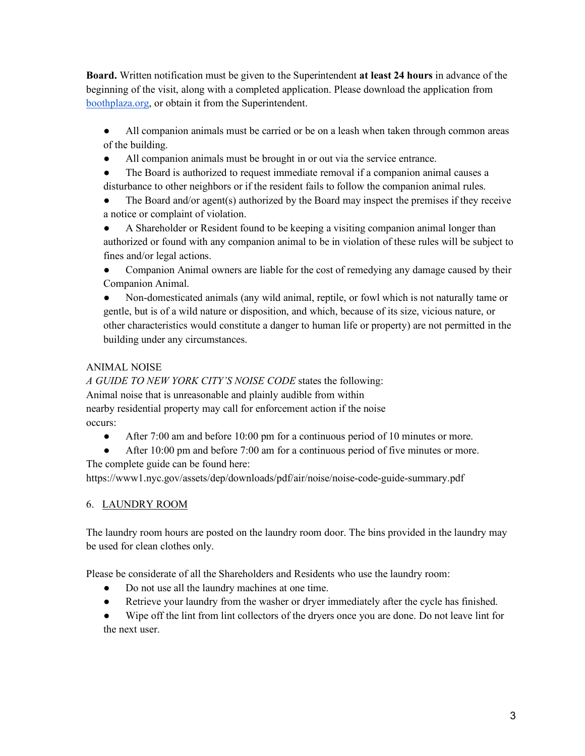**Board.** Written notification must be given to the Superintendent **at least 24 hours** in advance of the beginning of the visit, along with a completed application. Please download the application from [boothplaza.org](boothplaza.org), or obtain it from the Superintendent.

- All companion animals must be carried or be on a leash when taken through common areas of the building.
- All companion animals must be brought in or out via the service entrance.
- The Board is authorized to request immediate removal if a companion animal causes a disturbance to other neighbors or if the resident fails to follow the companion animal rules.
- The Board and/or agent(s) authorized by the Board may inspect the premises if they receive a notice or complaint of violation.
- A Shareholder or Resident found to be keeping a visiting companion animal longer than authorized or found with any companion animal to be in violation of these rules will be subject to fines and/or legal actions.
- Companion Animal owners are liable for the cost of remedying any damage caused by their Companion Animal.
- Non-domesticated animals (any wild animal, reptile, or fowl which is not naturally tame or gentle, but is of a wild nature or disposition, and which, because of its size, vicious nature, or other characteristics would constitute a danger to human life or property) are not permitted in the building under any circumstances.

ANIMAL NOISE

*A GUIDE TO NEW YORK CITY'S NOISE CODE* states the following:
Animal noise that is unreasonable and plainly audible from within nearby residential property may call for enforcement action if the noise occurs:

- After 7:00 am and before 10:00 pm for a continuous period of 10 minutes or more.
- After 10:00 pm and before 7:00 am for a continuous period of five minutes or more.

The complete guide can be found here:
https://www1.nyc.gov/assets/dep/downloads/pdf/air/noise/noise-code-guide-summary.pdf

## 6. LAUNDRY ROOM

The laundry room hours are posted on the laundry room door. The bins provided in the laundry may be used for clean clothes only.

Please be considerate of all the Shareholders and Residents who use the laundry room:

- Do not use all the laundry machines at one time.
- Retrieve your laundry from the washer or dryer immediately after the cycle has finished.
- Wipe off the lint from lint collectors of the dryers once you are done. Do not leave lint for the next user.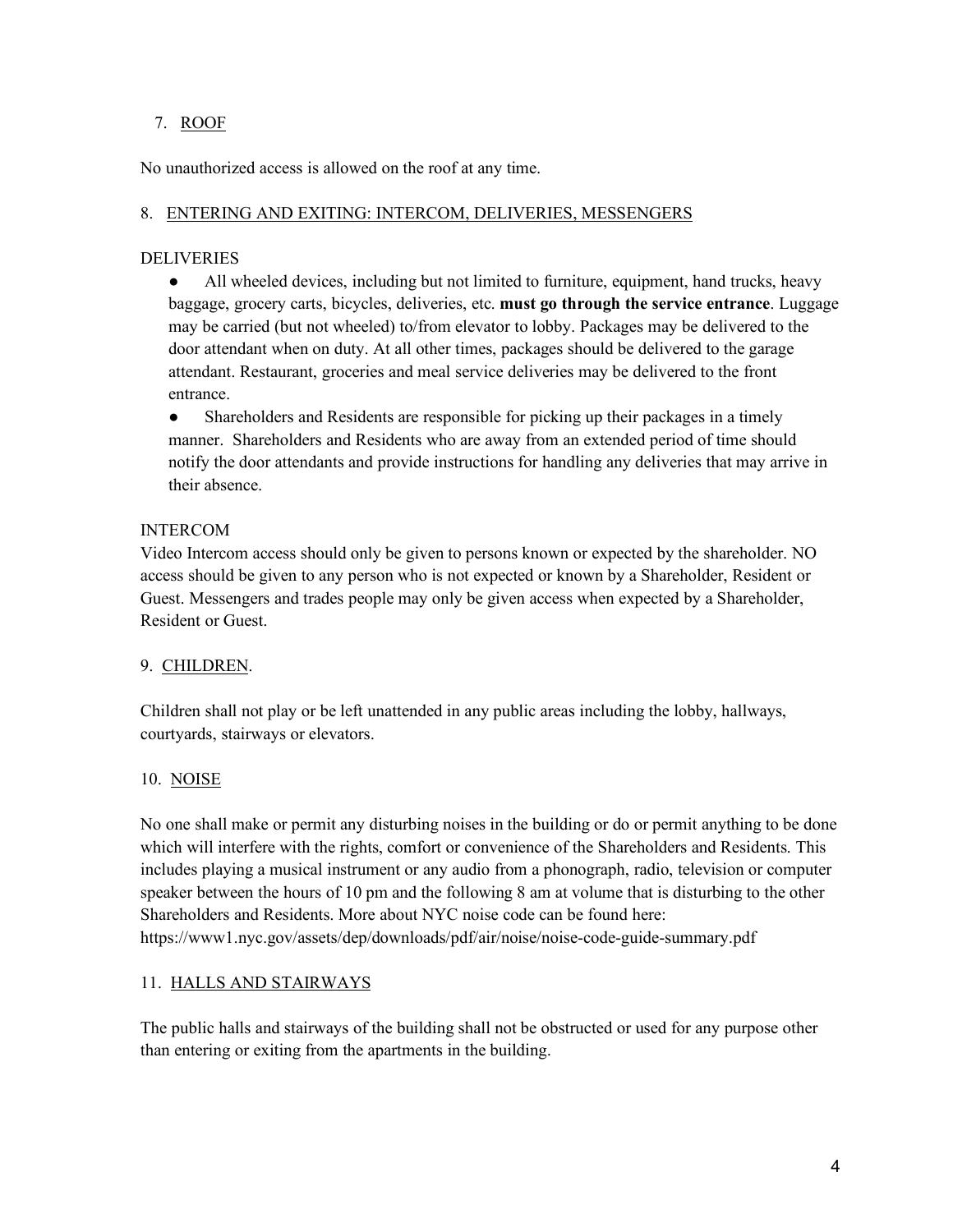## 7. ROOF

No unauthorized access is allowed on the roof at any time.

## 8. ENTERING AND EXITING: INTERCOM, DELIVERIES, MESSENGERS

### DELIVERIES

- All wheeled devices, including but not limited to furniture, equipment, hand trucks, heavy baggage, grocery carts, bicycles, deliveries, etc. **must go through the service entrance**. Luggage may be carried (but not wheeled) to/from elevator to lobby. Packages may be delivered to the door attendant when on duty. At all other times, packages should be delivered to the garage attendant. Restaurant, groceries and meal service deliveries may be delivered to the front entrance.
- Shareholders and Residents are responsible for picking up their packages in a timely manner. Shareholders and Residents who are away from an extended period of time should notify the door attendants and provide instructions for handling any deliveries that may arrive in their absence.

### INTERCOM

Video Intercom access should only be given to persons known or expected by the shareholder. NO access should be given to any person who is not expected or known by a Shareholder, Resident or Guest. Messengers and trades people may only be given access when expected by a Shareholder, Resident or Guest.

## 9. CHILDREN.

Children shall not play or be left unattended in any public areas including the lobby, hallways, courtyards, stairways or elevators.

## 10. NOISE

No one shall make or permit any disturbing noises in the building or do or permit anything to be done which will interfere with the rights, comfort or convenience of the Shareholders and Residents. This includes playing a musical instrument or any audio from a phonograph, radio, television or computer speaker between the hours of 10 pm and the following 8 am at volume that is disturbing to the other Shareholders and Residents. More about NYC noise code can be found here: https://www1.nyc.gov/assets/dep/downloads/pdf/air/noise/noise-code-guide-summary.pdf

## 11. HALLS AND STAIRWAYS

The public halls and stairways of the building shall not be obstructed or used for any purpose other than entering or exiting from the apartments in the building.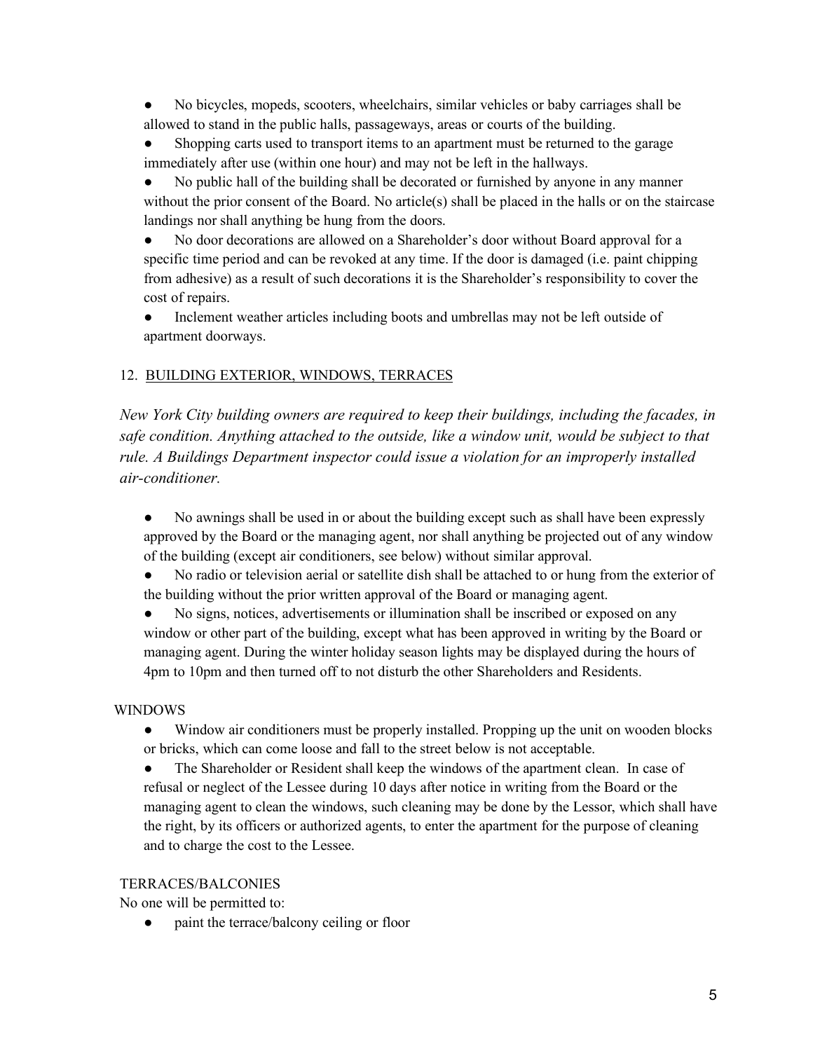- No bicycles, mopeds, scooters, wheelchairs, similar vehicles or baby carriages shall be allowed to stand in the public halls, passageways, areas or courts of the building.
- Shopping carts used to transport items to an apartment must be returned to the garage immediately after use (within one hour) and may not be left in the hallways.
- No public hall of the building shall be decorated or furnished by anyone in any manner without the prior consent of the Board. No article(s) shall be placed in the halls or on the staircase landings nor shall anything be hung from the doors.
- No door decorations are allowed on a Shareholder's door without Board approval for a specific time period and can be revoked at any time. If the door is damaged (i.e. paint chipping from adhesive) as a result of such decorations it is the Shareholder's responsibility to cover the cost of repairs.
- Inclement weather articles including boots and umbrellas may not be left outside of apartment doorways.

## 12. BUILDING EXTERIOR, WINDOWS, TERRACES

*New York City building owners are required to keep their buildings, including the facades, in safe condition. Anything attached to the outside, like a window unit, would be subject to that rule. A Buildings Department inspector could issue a violation for an improperly installed air-conditioner.*

- No awnings shall be used in or about the building except such as shall have been expressly approved by the Board or the managing agent, nor shall anything be projected out of any window of the building (except air conditioners, see below) without similar approval.
- No radio or television aerial or satellite dish shall be attached to or hung from the exterior of the building without the prior written approval of the Board or managing agent.
- No signs, notices, advertisements or illumination shall be inscribed or exposed on any window or other part of the building, except what has been approved in writing by the Board or managing agent. During the winter holiday season lights may be displayed during the hours of 4pm to 10pm and then turned off to not disturb the other Shareholders and Residents.

### WINDOWS

- Window air conditioners must be properly installed. Propping up the unit on wooden blocks or bricks, which can come loose and fall to the street below is not acceptable.
- The Shareholder or Resident shall keep the windows of the apartment clean. In case of refusal or neglect of the Lessee during 10 days after notice in writing from the Board or the managing agent to clean the windows, such cleaning may be done by the Lessor, which shall have the right, by its officers or authorized agents, to enter the apartment for the purpose of cleaning and to charge the cost to the Lessee.

### TERRACES/BALCONIES

No one will be permitted to:

- paint the terrace/balcony ceiling or floor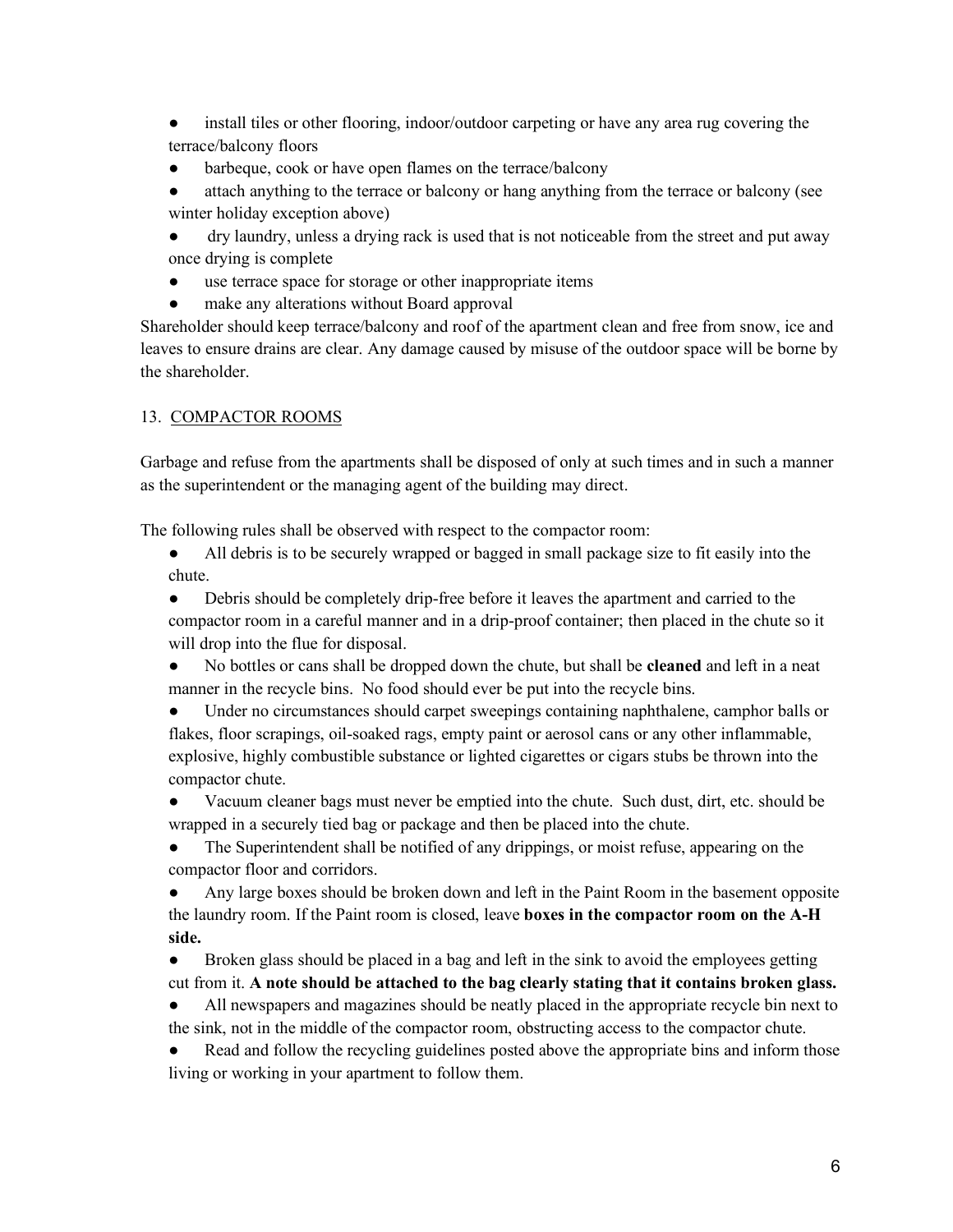- install tiles or other flooring, indoor/outdoor carpeting or have any area rug covering the terrace/balcony floors
- barbeque, cook or have open flames on the terrace/balcony
- attach anything to the terrace or balcony or hang anything from the terrace or balcony (see winter holiday exception above)
- dry laundry, unless a drying rack is used that is not noticeable from the street and put away once drying is complete
- use terrace space for storage or other inappropriate items
- make any alterations without Board approval

Shareholder should keep terrace/balcony and roof of the apartment clean and free from snow, ice and leaves to ensure drains are clear. Any damage caused by misuse of the outdoor space will be borne by the shareholder.

## 13. COMPACTOR ROOMS

Garbage and refuse from the apartments shall be disposed of only at such times and in such a manner as the superintendent or the managing agent of the building may direct.

The following rules shall be observed with respect to the compactor room:

- All debris is to be securely wrapped or bagged in small package size to fit easily into the chute.
- Debris should be completely drip-free before it leaves the apartment and carried to the compactor room in a careful manner and in a drip-proof container; then placed in the chute so it will drop into the flue for disposal.
- No bottles or cans shall be dropped down the chute, but shall be **cleaned** and left in a neat manner in the recycle bins. No food should ever be put into the recycle bins.
- Under no circumstances should carpet sweepings containing naphthalene, camphor balls or flakes, floor scrapings, oil-soaked rags, empty paint or aerosol cans or any other inflammable, explosive, highly combustible substance or lighted cigarettes or cigars stubs be thrown into the compactor chute.
- Vacuum cleaner bags must never be emptied into the chute. Such dust, dirt, etc. should be wrapped in a securely tied bag or package and then be placed into the chute.
- The Superintendent shall be notified of any drippings, or moist refuse, appearing on the compactor floor and corridors.
- Any large boxes should be broken down and left in the Paint Room in the basement opposite the laundry room. If the Paint room is closed, leave **boxes in the compactor room on the A-H side.**
- Broken glass should be placed in a bag and left in the sink to avoid the employees getting cut from it. **A note should be attached to the bag clearly stating that it contains broken glass.**
- All newspapers and magazines should be neatly placed in the appropriate recycle bin next to the sink, not in the middle of the compactor room, obstructing access to the compactor chute.
- Read and follow the recycling guidelines posted above the appropriate bins and inform those living or working in your apartment to follow them.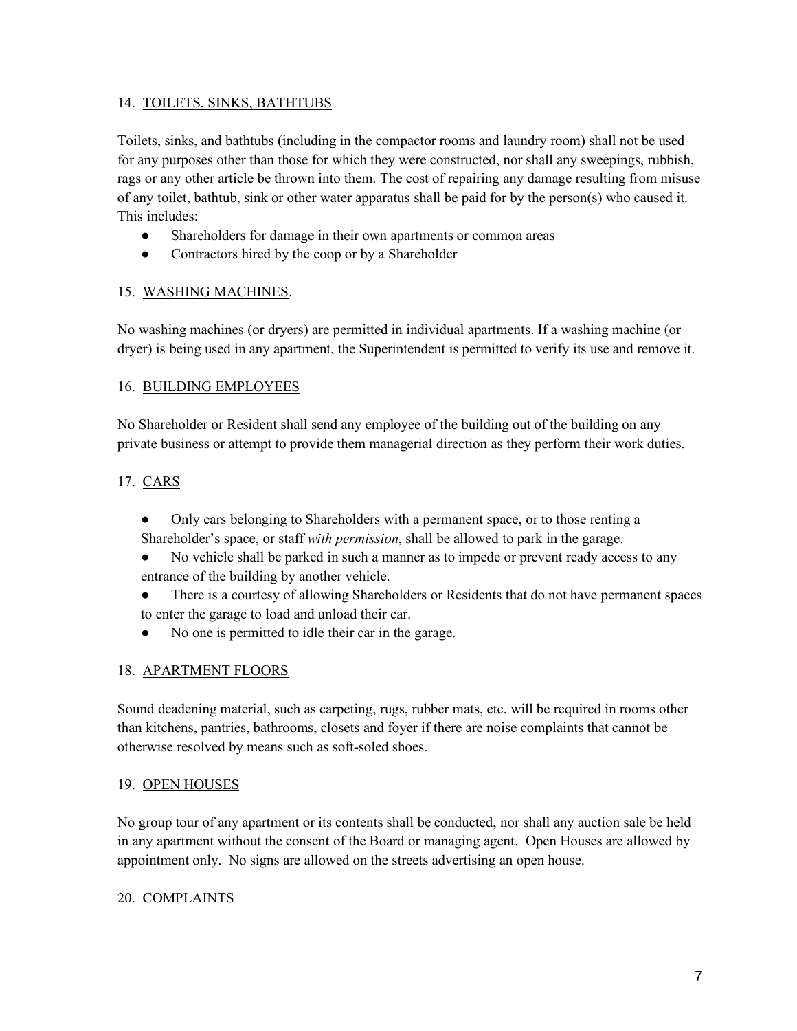## 14. TOILETS, SINKS, BATHTUBS

Toilets, sinks, and bathtubs (including in the compactor rooms and laundry room) shall not be used for any purposes other than those for which they were constructed, nor shall any sweepings, rubbish, rags or any other article be thrown into them. The cost of repairing any damage resulting from misuse of any toilet, bathtub, sink or other water apparatus shall be paid for by the person(s) who caused it. This includes:

- Shareholders for damage in their own apartments or common areas
- Contractors hired by the coop or by a Shareholder

## 15. WASHING MACHINES.

No washing machines (or dryers) are permitted in individual apartments. If a washing machine (or dryer) is being used in any apartment, the Superintendent is permitted to verify its use and remove it.

## 16. BUILDING EMPLOYEES

No Shareholder or Resident shall send any employee of the building out of the building on any private business or attempt to provide them managerial direction as they perform their work duties.

## 17. CARS

- Only cars belonging to Shareholders with a permanent space, or to those renting a Shareholder's space, or staff *with permission*, shall be allowed to park in the garage.
- No vehicle shall be parked in such a manner as to impede or prevent ready access to any entrance of the building by another vehicle.
- There is a courtesy of allowing Shareholders or Residents that do not have permanent spaces to enter the garage to load and unload their car.
- No one is permitted to idle their car in the garage.

## 18. APARTMENT FLOORS

Sound deadening material, such as carpeting, rugs, rubber mats, etc. will be required in rooms other than kitchens, pantries, bathrooms, closets and foyer if there are noise complaints that cannot be otherwise resolved by means such as soft-soled shoes.

## 19. OPEN HOUSES

No group tour of any apartment or its contents shall be conducted, nor shall any auction sale be held in any apartment without the consent of the Board or managing agent. Open Houses are allowed by appointment only. No signs are allowed on the streets advertising an open house.

## 20. COMPLAINTS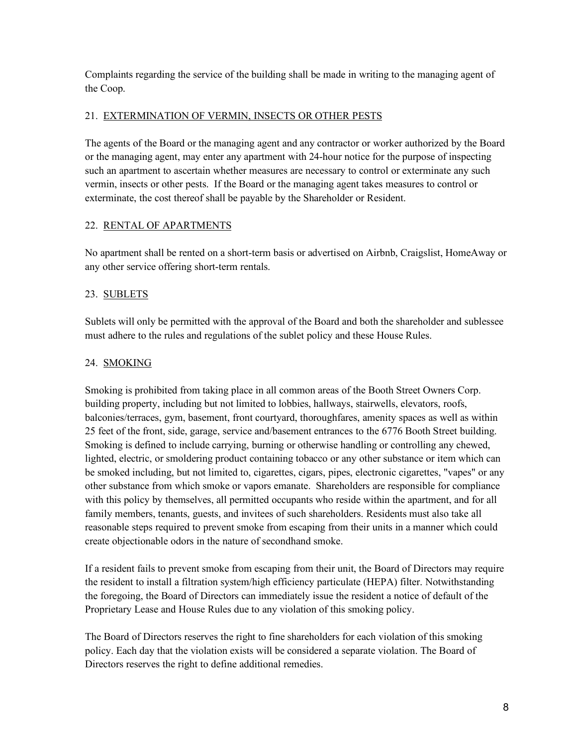Complaints regarding the service of the building shall be made in writing to the managing agent of the Coop.

## 21. EXTERMINATION OF VERMIN, INSECTS OR OTHER PESTS

The agents of the Board or the managing agent and any contractor or worker authorized by the Board or the managing agent, may enter any apartment with 24-hour notice for the purpose of inspecting such an apartment to ascertain whether measures are necessary to control or exterminate any such vermin, insects or other pests. If the Board or the managing agent takes measures to control or exterminate, the cost thereof shall be payable by the Shareholder or Resident.

## 22. RENTAL OF APARTMENTS

No apartment shall be rented on a short-term basis or advertised on Airbnb, Craigslist, HomeAway or any other service offering short-term rentals.

## 23. SUBLETS

Sublets will only be permitted with the approval of the Board and both the shareholder and sublessee must adhere to the rules and regulations of the sublet policy and these House Rules.

## 24. SMOKING

Smoking is prohibited from taking place in all common areas of the Booth Street Owners Corp. building property, including but not limited to lobbies, hallways, stairwells, elevators, roofs, balconies/terraces, gym, basement, front courtyard, thoroughfares, amenity spaces as well as within 25 feet of the front, side, garage, service and/basement entrances to the 6776 Booth Street building. Smoking is defined to include carrying, burning or otherwise handling or controlling any chewed, lighted, electric, or smoldering product containing tobacco or any other substance or item which can be smoked including, but not limited to, cigarettes, cigars, pipes, electronic cigarettes, "vapes" or any other substance from which smoke or vapors emanate. Shareholders are responsible for compliance with this policy by themselves, all permitted occupants who reside within the apartment, and for all family members, tenants, guests, and invitees of such shareholders. Residents must also take all reasonable steps required to prevent smoke from escaping from their units in a manner which could create objectionable odors in the nature of secondhand smoke.

If a resident fails to prevent smoke from escaping from their unit, the Board of Directors may require the resident to install a filtration system/high efficiency particulate (HEPA) filter. Notwithstanding the foregoing, the Board of Directors can immediately issue the resident a notice of default of the Proprietary Lease and House Rules due to any violation of this smoking policy.

The Board of Directors reserves the right to fine shareholders for each violation of this smoking policy. Each day that the violation exists will be considered a separate violation. The Board of Directors reserves the right to define additional remedies.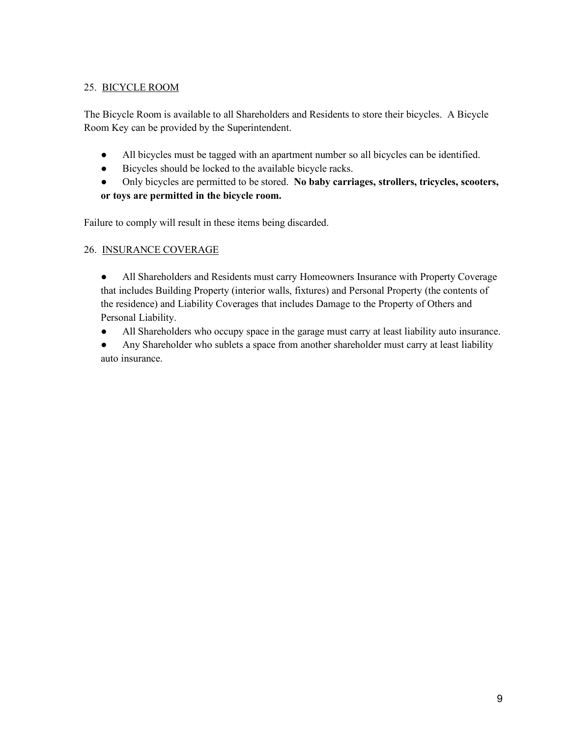## 25. BICYCLE ROOM

The Bicycle Room is available to all Shareholders and Residents to store their bicycles. A Bicycle Room Key can be provided by the Superintendent.

- All bicycles must be tagged with an apartment number so all bicycles can be identified.
- Bicycles should be locked to the available bicycle racks.
- Only bicycles are permitted to be stored. **No baby carriages, strollers, tricycles, scooters, or toys are permitted in the bicycle room.**

Failure to comply will result in these items being discarded.

## 26. INSURANCE COVERAGE

- All Shareholders and Residents must carry Homeowners Insurance with Property Coverage that includes Building Property (interior walls, fixtures) and Personal Property (the contents of the residence) and Liability Coverages that includes Damage to the Property of Others and Personal Liability.
- All Shareholders who occupy space in the garage must carry at least liability auto insurance.
- Any Shareholder who sublets a space from another shareholder must carry at least liability auto insurance.